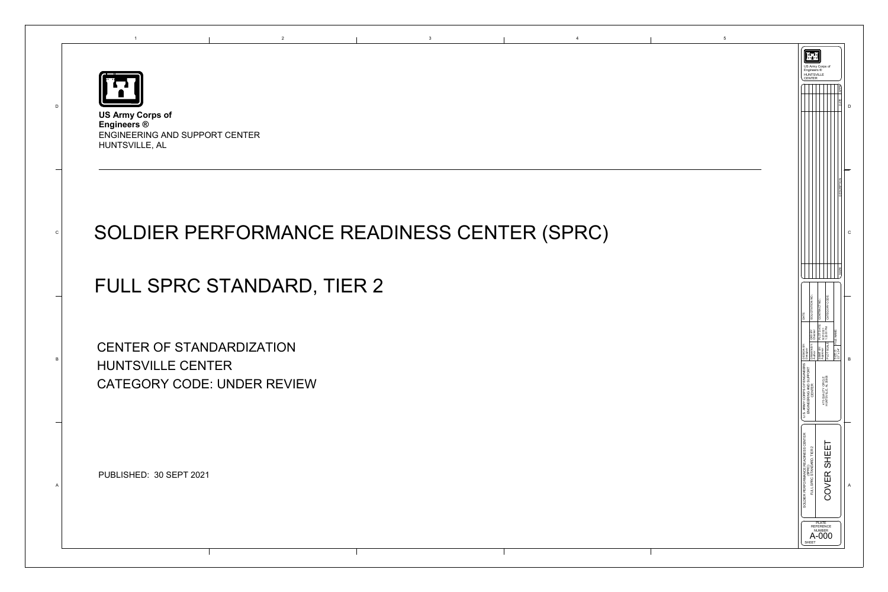**US Army Corps of Engineers ®**
ENGINEERING AND SUPPORT CENTER
HUNTSVILLE, AL

# SOLDIER PERFORMANCE READINESS CENTER (SPRC)

# FULL SPRC STANDARD, TIER 2

CENTER OF STANDARDIZATION
HUNTSVILLE CENTER
CATEGORY CODE: UNDER REVIEW

PUBLISHED: 30 SEPT 2021

US Army Corps of Engineers ®
HUNTSVILLE CENTER

U.S. ARMY CORPS OF ENGINEERS
ENGINEERING AND SUPPORT CENTER
475 QUALITY CIRCLE
HUNTSVILLE, AL 35806

SOLDIER PERFORMANCE READINESS CENTER (SPRC)
FULL SPRC STANDARD, TIER 2

COVER SHEET

PLATE REFERENCE NUMBER
A-000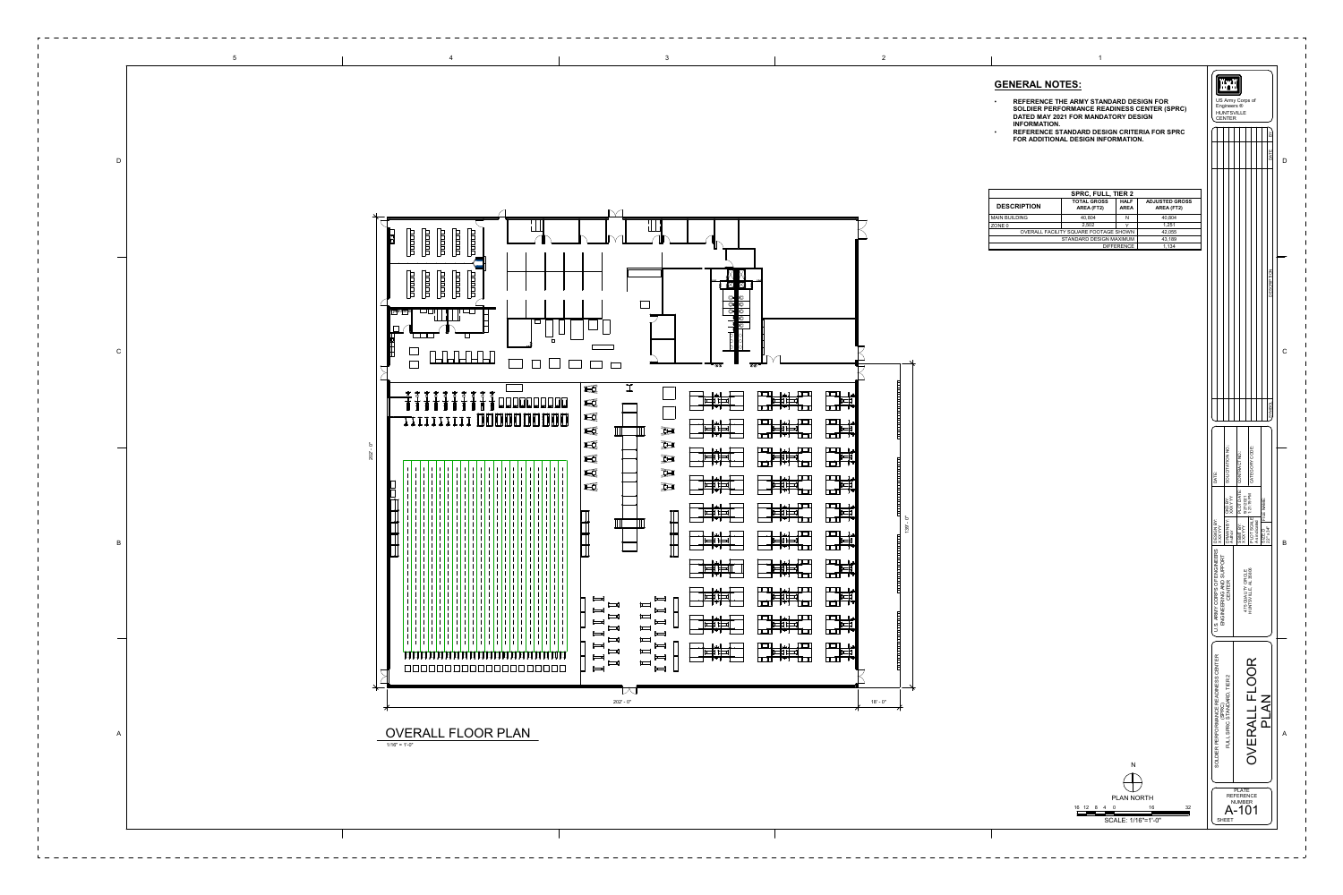## GENERAL NOTES:

- REFERENCE THE ARMY STANDARD DESIGN FOR SOLDIER PERFORMANCE READINESS CENTER (SPRC) DATED MAY 2021 FOR MANDATORY DESIGN INFORMATION.
- REFERENCE STANDARD DESIGN CRITERIA FOR SPRC FOR ADDITIONAL DESIGN INFORMATION.

| SPRC, FULL, TIER 2 | | | |
|---|---|---|---|
| DESCRIPTION | TOTAL GROSS AREA (FT2) | HALF AREA | ADJUSTED GROSS AREA (FT2) |
| MAIN BUILDING | 40,804 | N | 40,804 |
| ZONE 0 | 2,502 | Y | 1,251 |
| OVERALL FACILITY SQUARE FOOTAGE SHOWN | | | 42,055 |
| STANDARD DESIGN MAXIMUM | | | 43,189 |
| DIFFERENCE | | | 1,134 |

202' - 0"

139' - 0"

202' - 0"

18' - 0"

# OVERALL FLOOR PLAN

1/16" = 1'-0"

N

PLAN NORTH

16 12 8 4 0 16 32

SCALE: 1/16"=1'-0"

US Army Corps of Engineers ® HUNTSVILLE CENTER

U.S. ARMY CORPS OF ENGINEERS ENGINEERING AND SUPPORT CENTER

475 QUALITY CIRCLE HUNTSVILLE, AL 35806

SOLDIER PERFORMANCE READINESS CENTER (SPRC) FULL SPRC, STANDARD, TIER 2

OVERALL FLOOR PLAN

PLATE REFERENCE NUMBER:

A-101

SHEET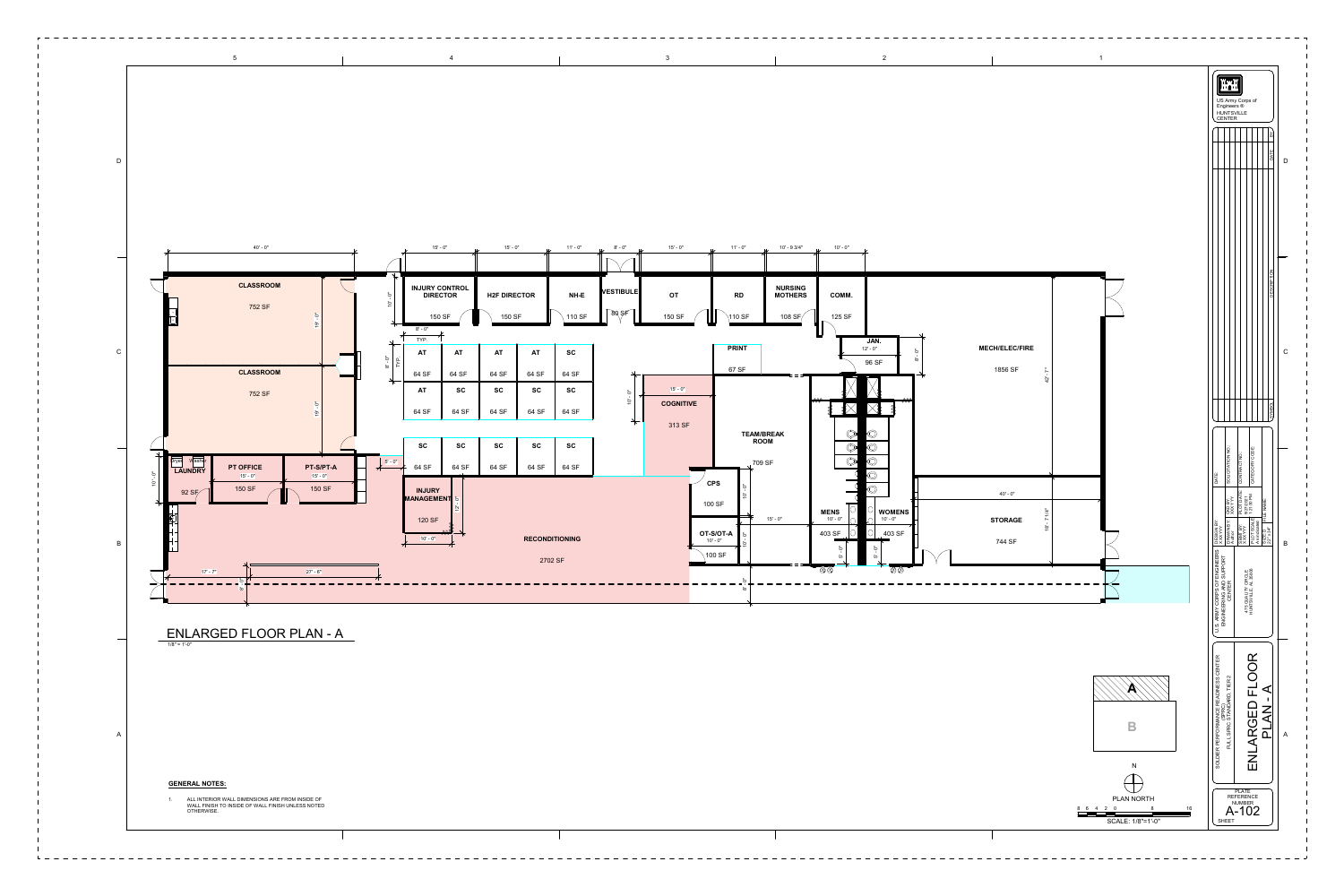# ENLARGED FLOOR PLAN - A

1/8" = 1'-0"

| Room | Area |
| --- | --- |
| CLASSROOM | 752 SF |
| CLASSROOM | 752 SF |
| LAUNDRY | 92 SF |
| PT OFFICE | 150 SF |
| PT-S/PT-A | 150 SF |
| INJURY CONTROL DIRECTOR | 150 SF |
| H2F DIRECTOR | 150 SF |
| NH-E | 110 SF |
| VESTIBULE | 80 SF |
| OT | 150 SF |
| RD | 110 SF |
| NURSING MOTHERS | 108 SF |
| COMM. | 125 SF |
| JAN. | 96 SF |
| MECH/ELEC/FIRE | 1856 SF |
| AT | 64 SF |
| SC | 64 SF |
| PRINT | 67 SF |
| COGNITIVE | 313 SF |
| TEAM/BREAK ROOM | 709 SF |
| INJURY MANAGEMENT | 120 SF |
| RECONDITIONING | 2702 SF |
| CPS | 100 SF |
| OT-S/OT-A | 100 SF |
| MENS | 403 SF |
| WOMENS | 403 SF |
| STORAGE | 744 SF |

## GENERAL NOTES:

1. ALL INTERIOR WALL DIMENSIONS ARE FROM INSIDE OF WALL FINISH TO INSIDE OF WALL FINISH UNLESS NOTED OTHERWISE.

PLAN NORTH

SCALE: 1/8"=1'-0"

US Army Corps of Engineers® HUNTSVILLE CENTER

U.S. ARMY CORPS OF ENGINEERS ENGINEERING AND SUPPORT CENTER

475 QUALITY CIRCLE HUNTSVILLE, AL 35806

SOLDIER PERFORMANCE READINESS CENTER (SPRC) FULL SPRC STANDARD, TIER 2

ENLARGED FLOOR PLAN - A

PLATE REFERENCE NUMBER: A-102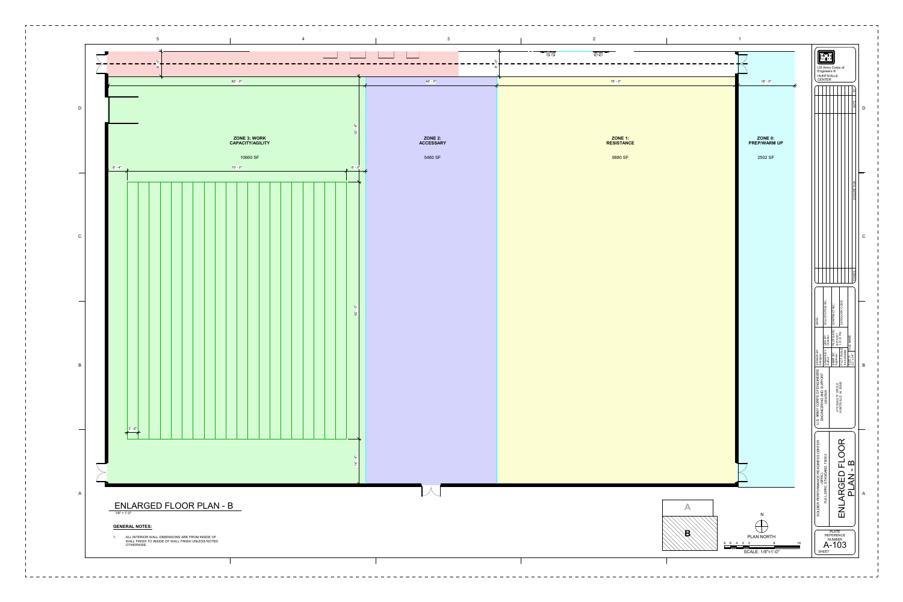# ENLARGED FLOOR PLAN - B

1/8" = 1'-0"

**ZONE 3: WORK CAPACITY/AGILITY**

10660 SF

**ZONE 2: ACCESSARY**

5460 SF

**ZONE 1: RESISTANCE**

9880 SF

**ZONE 0: PREP/WARM UP**

2502 SF

82' - 0" | 42' - 0" | 76' - 0" | 18' - 0"

6' - 4" | 70' - 0" | 6' - 0"

33' - 8" | 82' - 0" | 14' - 4"

3' - 6"

8' - 0"

### GENERAL NOTES:

1. ALL INTERIOR WALL DIMENSIONS ARE FROM INSIDE OF WALL FINISH TO INSIDE OF WALL FINISH UNLESS NOTED OTHERWISE.

A

B

N

PLAN NORTH

SCALE: 1/8"=1'-0"

US Army Corps of Engineers® HUNTSVILLE CENTER

U.S. ARMY CORPS OF ENGINEERS ENGINEERING AND SUPPORT CENTER

475 QUALITY CIRCLE HUNTSVILLE, AL 35806

SOLDIER PERFORMANCE READINESS CENTER (SPRC) FULL SPRC STANDARD, TIER 2

ENLARGED FLOOR PLAN - B

PLATE REFERENCE NUMBER

A-103

SHEET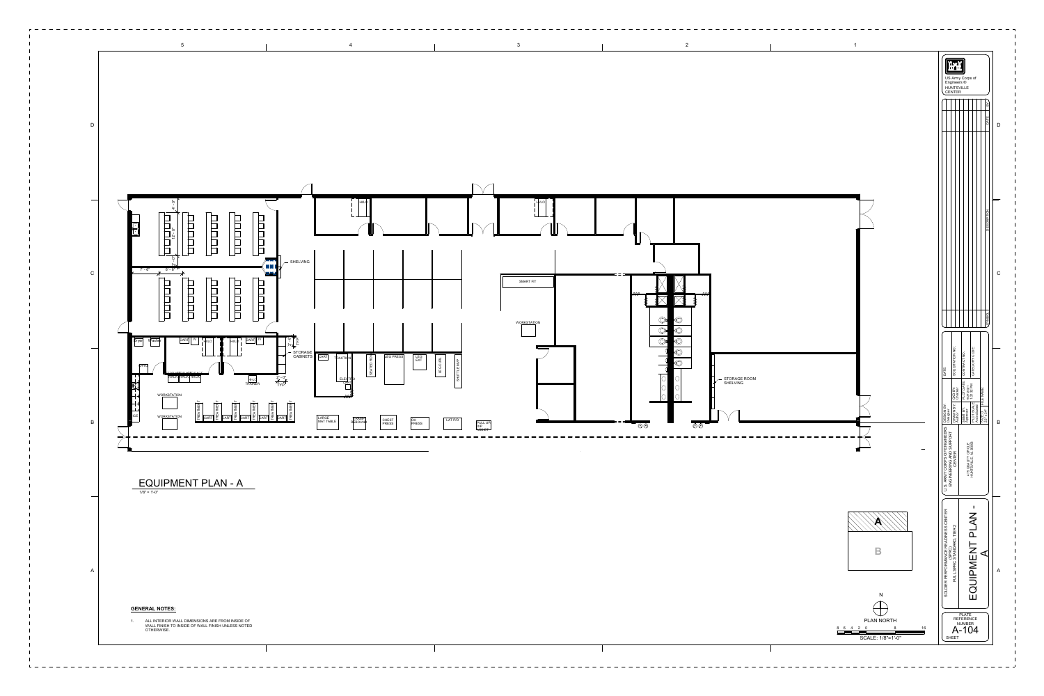# EQUIPMENT PLAN - A

1/8" = 1'-0"

SHELVING

STORAGE CABINETS

STORAGE ROOM SHELVING

SMART FIT

WORKSTATION

LARGE MAT TABLE

CHEST PRESS

OH PRESS

LAT P/D

PULL UP DIP ASSIST

LEG PRESS

LEG EXT

LEG CURL

SHUTTLE MVP

TRACTION

ELECTRO

HALO

CART

TV

## GENERAL NOTES:

1. ALL INTERIOR WALL DIMENSIONS ARE FROM INSIDE OF WALL FINISH TO INSIDE OF WALL FINISH UNLESS NOTED OTHERWISE.

PLAN NORTH

SCALE: 1/8"=1'-0"

US Army Corps of Engineers® HUNTSVILLE CENTER

U.S. ARMY CORPS OF ENGINEERS ENGINEERING AND SUPPORT CENTER

475 QUALITY CIRCLE HUNTSVILLE, AL 35806

SOLDIER PERFORMANCE READINESS CENTER (SPRC) FULL SPRC STANDARD, TIER 2

EQUIPMENT PLAN - A

PLATE REFERENCE NUMBER A-104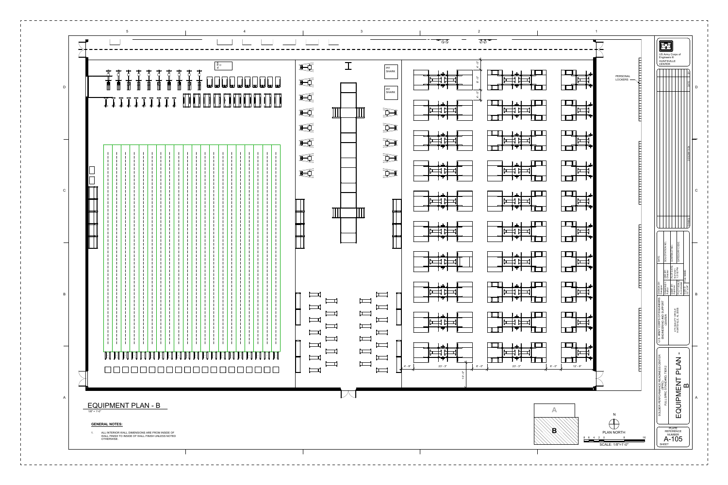# EQUIPMENT PLAN - B

1/8" = 1'-0"

**GENERAL NOTES:**

1. ALL INTERIOR WALL DIMENSIONS ARE FROM INSIDE OF WALL FINISH TO INSIDE OF WALL FINISH UNLESS NOTED OTHERWISE.

PIT SHARK

PIT SHARK

PERSONAL LOCKERS

4' - 0"

8' - 0"

4' - 0"

4' - 9"

23' - 3"

6' - 0"

23' - 3"

6' - 0"

12' - 9"

10' - 0"

A

B

N

PLAN NORTH

SCALE: 1/8"=1'-0"

US Army Corps of Engineers® HUNTSVILLE CENTER

U.S. ARMY CORPS OF ENGINEERS ENGINEERING AND SUPPORT CENTER

475 QUALITY CIRCLE HUNTSVILLE, AL 35806

SOLDIER PERFORMANCE READINESS CENTER (SPRC) FULL SPRC STANDARD, TIER 2

EQUIPMENT PLAN - B

PLATE REFERENCE NUMBER:

A-105

SHEET